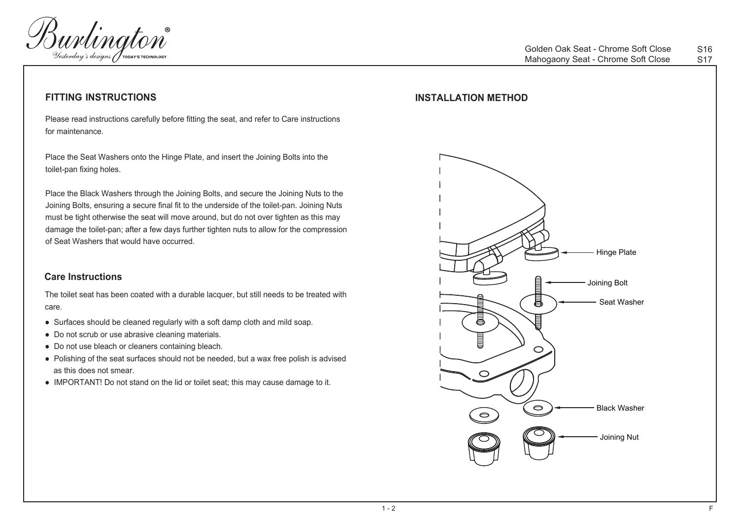Burlington®
Yesterday's designs TODAY'S TECHNOLOGY

Golden Oak Seat - Chrome Soft Close S16
Mahogaony Seat - Chrome Soft Close S17

## FITTING INSTRUCTIONS

Please read instructions carefully before fitting the seat, and refer to Care instructions for maintenance.

Place the Seat Washers onto the Hinge Plate, and insert the Joining Bolts into the toilet-pan fixing holes.

Place the Black Washers through the Joining Bolts, and secure the Joining Nuts to the Joining Bolts, ensuring a secure final fit to the underside of the toilet-pan. Joining Nuts must be tight otherwise the seat will move around, but do not over tighten as this may damage the toilet-pan; after a few days further tighten nuts to allow for the compression of Seat Washers that would have occurred.

## Care Instructions

The toilet seat has been coated with a durable lacquer, but still needs to be treated with care.

- Surfaces should be cleaned regularly with a soft damp cloth and mild soap.
- Do not scrub or use abrasive cleaning materials.
- Do not use bleach or cleaners containing bleach.
- Polishing of the seat surfaces should not be needed, but a wax free polish is advised as this does not smear.
- IMPORTANT! Do not stand on the lid or toilet seat; this may cause damage to it.

## INSTALLATION METHOD

Hinge Plate

Joining Bolt

Seat Washer

Black Washer

Joining Nut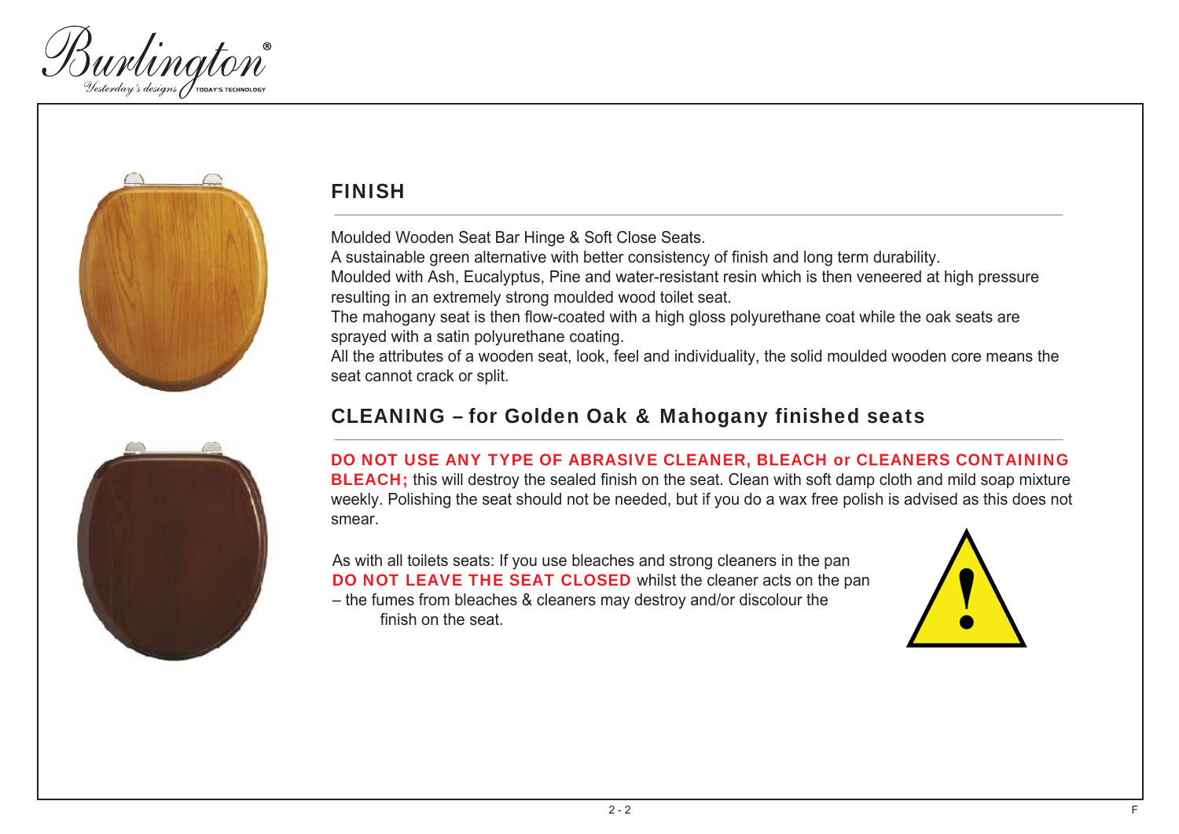## FINISH

Moulded Wooden Seat Bar Hinge & Soft Close Seats.
A sustainable green alternative with better consistency of finish and long term durability.
Moulded with Ash, Eucalyptus, Pine and water-resistant resin which is then veneered at high pressure resulting in an extremely strong moulded wood toilet seat.
The mahogany seat is then flow-coated with a high gloss polyurethane coat while the oak seats are sprayed with a satin polyurethane coating.
All the attributes of a wooden seat, look, feel and individuality, the solid moulded wooden core means the seat cannot crack or split.

## CLEANING – for Golden Oak & Mahogany finished seats

**DO NOT USE ANY TYPE OF ABRASIVE CLEANER, BLEACH or CLEANERS CONTAINING BLEACH;** this will destroy the sealed finish on the seat. Clean with soft damp cloth and mild soap mixture weekly. Polishing the seat should not be needed, but if you do a wax free polish is advised as this does not smear.

As with all toilets seats: If you use bleaches and strong cleaners in the pan **DO NOT LEAVE THE SEAT CLOSED** whilst the cleaner acts on the pan – the fumes from bleaches & cleaners may destroy and/or discolour the finish on the seat.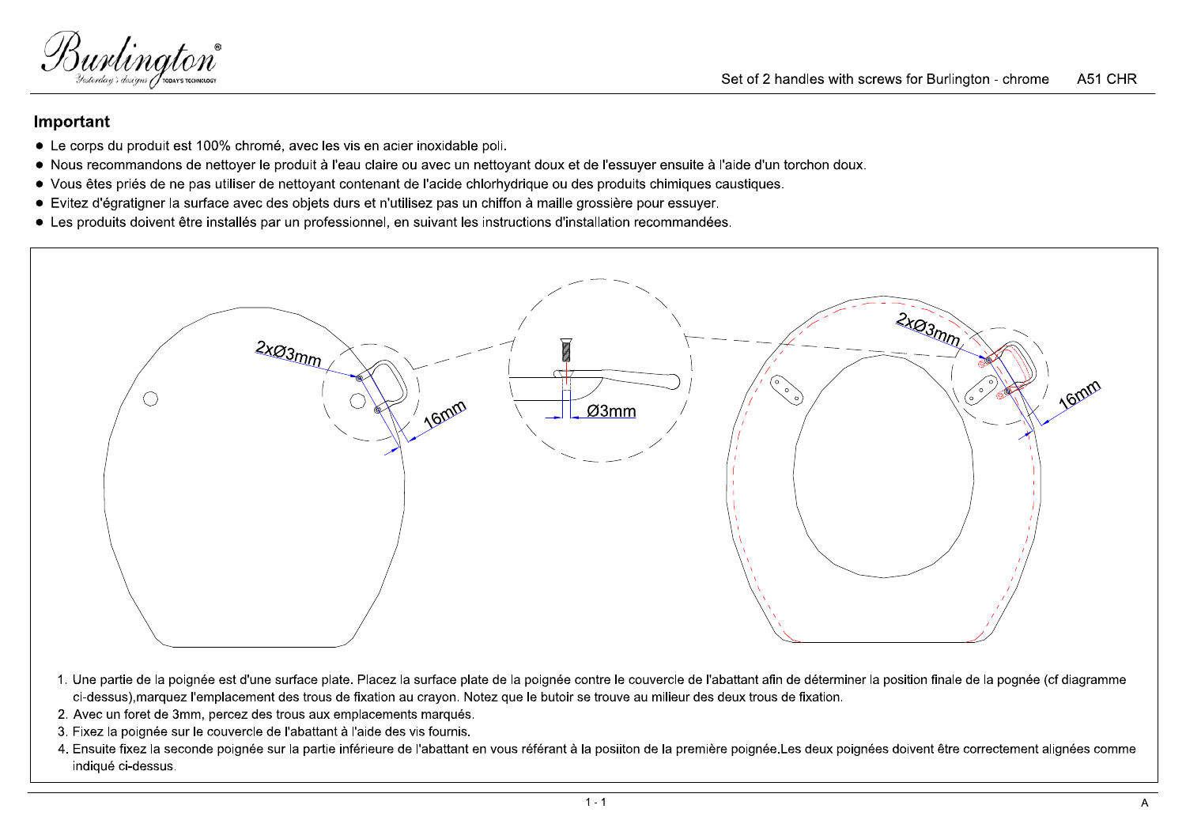Set of 2 handles with screws for Burlington - chrome A51 CHR

## Important

- Le corps du produit est 100% chromé, avec les vis en acier inoxidable poli.
- Nous recommandons de nettoyer le produit à l'eau claire ou avec un nettoyant doux et de l'essuyer ensuite à l'aide d'un torchon doux.
- Vous êtes priés de ne pas utiliser de nettoyant contenant de l'acide chlorhydrique ou des produits chimiques caustiques.
- Evitez d'égratigner la surface avec des objets durs et n'utilisez pas un chiffon à maille grossière pour essuyer.
- Les produits doivent être installés par un professionnel, en suivant les instructions d'installation recommandées.

2xØ3mm
16mm
Ø3mm
2xØ3mm
16mm

1. Une partie de la poignée est d'une surface plate. Placez la surface plate de la poignée contre le couvercle de l'abattant afin de déterminer la position finale de la pognée (cf diagramme ci-dessus),marquez l'emplacement des trous de fixation au crayon. Notez que le butoir se trouve au milieur des deux trous de fixation.
2. Avec un foret de 3mm, percez des trous aux emplacements marqués.
3. Fixez la poignée sur le couvercle de l'abattant à l'aide des vis fournis.
4. Ensuite fixez la seconde poignée sur la partie inférieure de l'abattant en vous référant à la posiiton de la première poignée.Les deux poignées doivent être correctement alignées comme indiqué ci-dessus.